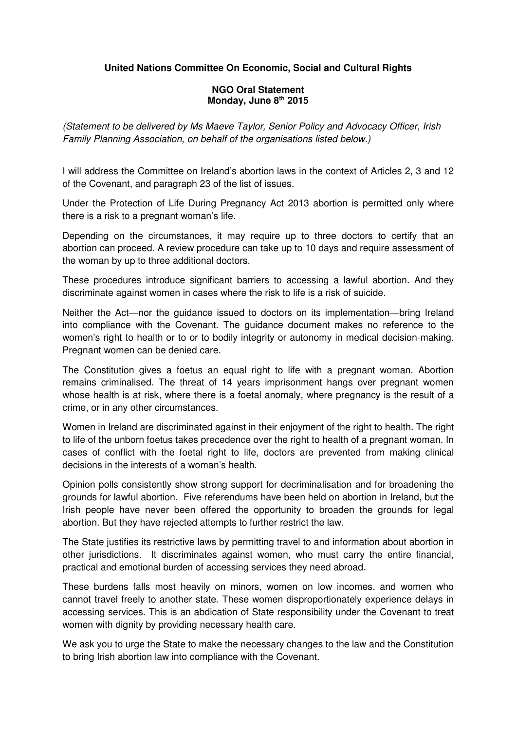**United Nations Committee On Economic, Social and Cultural Rights**

**NGO Oral Statement**
**Monday, June 8th 2015**

*(Statement to be delivered by Ms Maeve Taylor, Senior Policy and Advocacy Officer, Irish Family Planning Association, on behalf of the organisations listed below.)*

I will address the Committee on Ireland's abortion laws in the context of Articles 2, 3 and 12 of the Covenant, and paragraph 23 of the list of issues.

Under the Protection of Life During Pregnancy Act 2013 abortion is permitted only where there is a risk to a pregnant woman's life.

Depending on the circumstances, it may require up to three doctors to certify that an abortion can proceed. A review procedure can take up to 10 days and require assessment of the woman by up to three additional doctors.

These procedures introduce significant barriers to accessing a lawful abortion. And they discriminate against women in cases where the risk to life is a risk of suicide.

Neither the Act—nor the guidance issued to doctors on its implementation—bring Ireland into compliance with the Covenant. The guidance document makes no reference to the women's right to health or to or to bodily integrity or autonomy in medical decision-making. Pregnant women can be denied care.

The Constitution gives a foetus an equal right to life with a pregnant woman. Abortion remains criminalised. The threat of 14 years imprisonment hangs over pregnant women whose health is at risk, where there is a foetal anomaly, where pregnancy is the result of a crime, or in any other circumstances.

Women in Ireland are discriminated against in their enjoyment of the right to health. The right to life of the unborn foetus takes precedence over the right to health of a pregnant woman. In cases of conflict with the foetal right to life, doctors are prevented from making clinical decisions in the interests of a woman's health.

Opinion polls consistently show strong support for decriminalisation and for broadening the grounds for lawful abortion. Five referendums have been held on abortion in Ireland, but the Irish people have never been offered the opportunity to broaden the grounds for legal abortion. But they have rejected attempts to further restrict the law.

The State justifies its restrictive laws by permitting travel to and information about abortion in other jurisdictions. It discriminates against women, who must carry the entire financial, practical and emotional burden of accessing services they need abroad.

These burdens falls most heavily on minors, women on low incomes, and women who cannot travel freely to another state. These women disproportionately experience delays in accessing services. This is an abdication of State responsibility under the Covenant to treat women with dignity by providing necessary health care.

We ask you to urge the State to make the necessary changes to the law and the Constitution to bring Irish abortion law into compliance with the Covenant.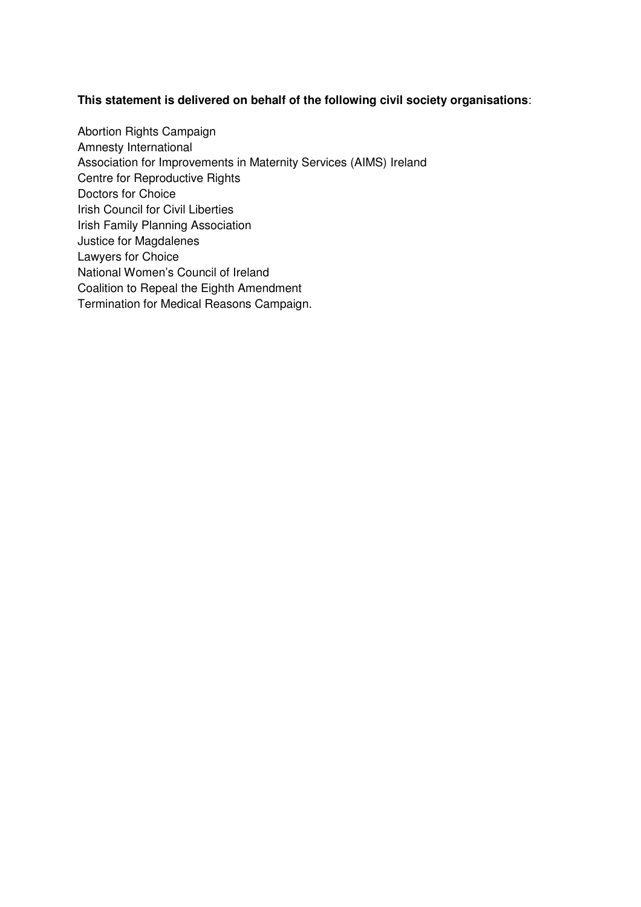**This statement is delivered on behalf of the following civil society organisations**:

Abortion Rights Campaign
Amnesty International
Association for Improvements in Maternity Services (AIMS) Ireland
Centre for Reproductive Rights
Doctors for Choice
Irish Council for Civil Liberties
Irish Family Planning Association
Justice for Magdalenes
Lawyers for Choice
National Women's Council of Ireland
Coalition to Repeal the Eighth Amendment
Termination for Medical Reasons Campaign.